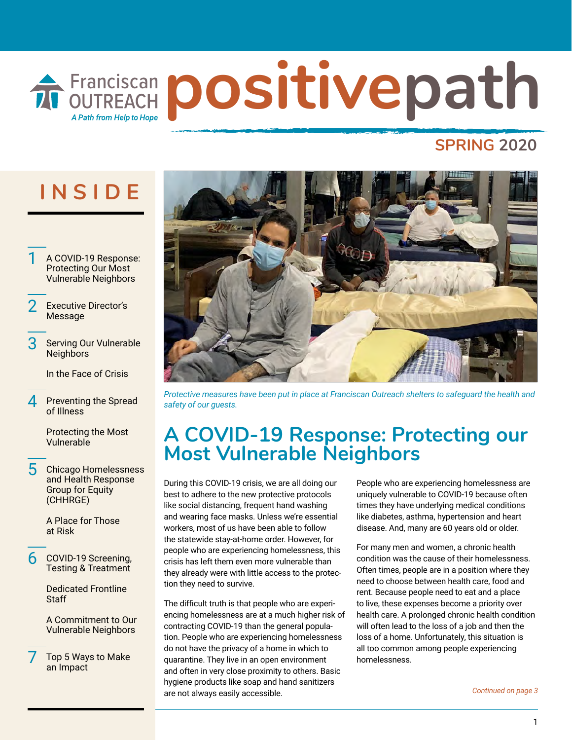Franciscan OUTREACH

*A Path from Help to Hope*

# positivepath

**SPRING 2020**

## INSIDE

1 A COVID-19 Response: Protecting Our Most Vulnerable Neighbors

2 Executive Director's Message

3 Serving Our Vulnerable Neighbors

In the Face of Crisis

4 Preventing the Spread of Illness

Protecting the Most Vulnerable

5 Chicago Homelessness and Health Response Group for Equity (CHHRGE)

A Place for Those at Risk

6 COVID-19 Screening, Testing & Treatment

Dedicated Frontline Staff

A Commitment to Our Vulnerable Neighbors

7 Top 5 Ways to Make an Impact

*Protective measures have been put in place at Franciscan Outreach shelters to safeguard the health and safety of our guests.*

## A COVID-19 Response: Protecting our Most Vulnerable Neighbors

During this COVID-19 crisis, we are all doing our best to adhere to the new protective protocols like social distancing, frequent hand washing and wearing face masks. Unless we're essential workers, most of us have been able to follow the statewide stay-at-home order. However, for people who are experiencing homelessness, this crisis has left them even more vulnerable than they already were with little access to the protection they need to survive.

The difficult truth is that people who are experiencing homelessness are at a much higher risk of contracting COVID-19 than the general population. People who are experiencing homelessness do not have the privacy of a home in which to quarantine. They live in an open environment and often in very close proximity to others. Basic hygiene products like soap and hand sanitizers are not always easily accessible.

People who are experiencing homelessness are uniquely vulnerable to COVID-19 because often times they have underlying medical conditions like diabetes, asthma, hypertension and heart disease. And, many are 60 years old or older.

For many men and women, a chronic health condition was the cause of their homelessness. Often times, people are in a position where they need to choose between health care, food and rent. Because people need to eat and a place to live, these expenses become a priority over health care. A prolonged chronic health condition will often lead to the loss of a job and then the loss of a home. Unfortunately, this situation is all too common among people experiencing homelessness.

*Continued on page 3*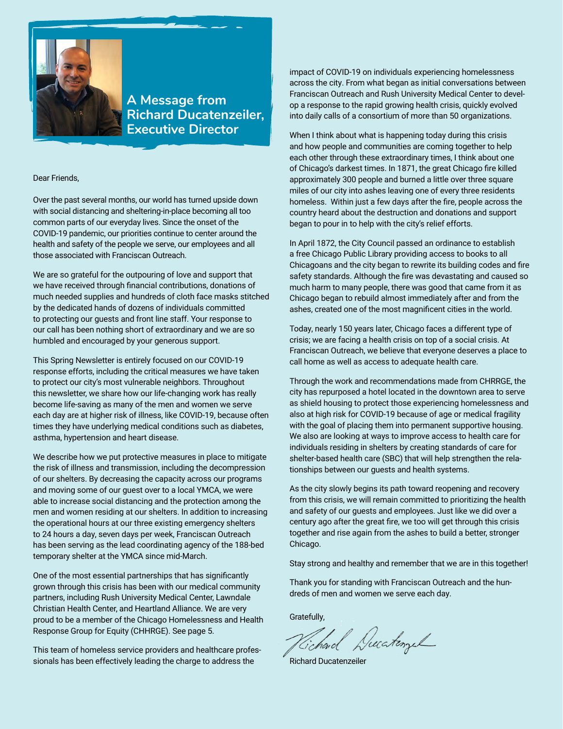# A Message from Richard Ducatenzeiler, Executive Director

Dear Friends,

Over the past several months, our world has turned upside down with social distancing and sheltering-in-place becoming all too common parts of our everyday lives. Since the onset of the COVID-19 pandemic, our priorities continue to center around the health and safety of the people we serve, our employees and all those associated with Franciscan Outreach.

We are so grateful for the outpouring of love and support that we have received through financial contributions, donations of much needed supplies and hundreds of cloth face masks stitched by the dedicated hands of dozens of individuals committed to protecting our guests and front line staff. Your response to our call has been nothing short of extraordinary and we are so humbled and encouraged by your generous support.

This Spring Newsletter is entirely focused on our COVID-19 response efforts, including the critical measures we have taken to protect our city's most vulnerable neighbors. Throughout this newsletter, we share how our life-changing work has really become life-saving as many of the men and women we serve each day are at higher risk of illness, like COVID-19, because often times they have underlying medical conditions such as diabetes, asthma, hypertension and heart disease.

We describe how we put protective measures in place to mitigate the risk of illness and transmission, including the decompression of our shelters. By decreasing the capacity across our programs and moving some of our guest over to a local YMCA, we were able to increase social distancing and the protection among the men and women residing at our shelters. In addition to increasing the operational hours at our three existing emergency shelters to 24 hours a day, seven days per week, Franciscan Outreach has been serving as the lead coordinating agency of the 188-bed temporary shelter at the YMCA since mid-March.

One of the most essential partnerships that has significantly grown through this crisis has been with our medical community partners, including Rush University Medical Center, Lawndale Christian Health Center, and Heartland Alliance. We are very proud to be a member of the Chicago Homelessness and Health Response Group for Equity (CHHRGE). See page 5.

This team of homeless service providers and healthcare professionals has been effectively leading the charge to address the impact of COVID-19 on individuals experiencing homelessness across the city. From what began as initial conversations between Franciscan Outreach and Rush University Medical Center to develop a response to the rapid growing health crisis, quickly evolved into daily calls of a consortium of more than 50 organizations.

When I think about what is happening today during this crisis and how people and communities are coming together to help each other through these extraordinary times, I think about one of Chicago's darkest times. In 1871, the great Chicago fire killed approximately 300 people and burned a little over three square miles of our city into ashes leaving one of every three residents homeless. Within just a few days after the fire, people across the country heard about the destruction and donations and support began to pour in to help with the city's relief efforts.

In April 1872, the City Council passed an ordinance to establish a free Chicago Public Library providing access to books to all Chicagoans and the city began to rewrite its building codes and fire safety standards. Although the fire was devastating and caused so much harm to many people, there was good that came from it as Chicago began to rebuild almost immediately after and from the ashes, created one of the most magnificent cities in the world.

Today, nearly 150 years later, Chicago faces a different type of crisis; we are facing a health crisis on top of a social crisis. At Franciscan Outreach, we believe that everyone deserves a place to call home as well as access to adequate health care.

Through the work and recommendations made from CHRRGE, the city has repurposed a hotel located in the downtown area to serve as shield housing to protect those experiencing homelessness and also at high risk for COVID-19 because of age or medical fragility with the goal of placing them into permanent supportive housing. We also are looking at ways to improve access to health care for individuals residing in shelters by creating standards of care for shelter-based health care (SBC) that will help strengthen the relationships between our guests and health systems.

As the city slowly begins its path toward reopening and recovery from this crisis, we will remain committed to prioritizing the health and safety of our guests and employees. Just like we did over a century ago after the great fire, we too will get through this crisis together and rise again from the ashes to build a better, stronger Chicago.

Stay strong and healthy and remember that we are in this together!

Thank you for standing with Franciscan Outreach and the hundreds of men and women we serve each day.

Gratefully,

Richard Ducatenzeiler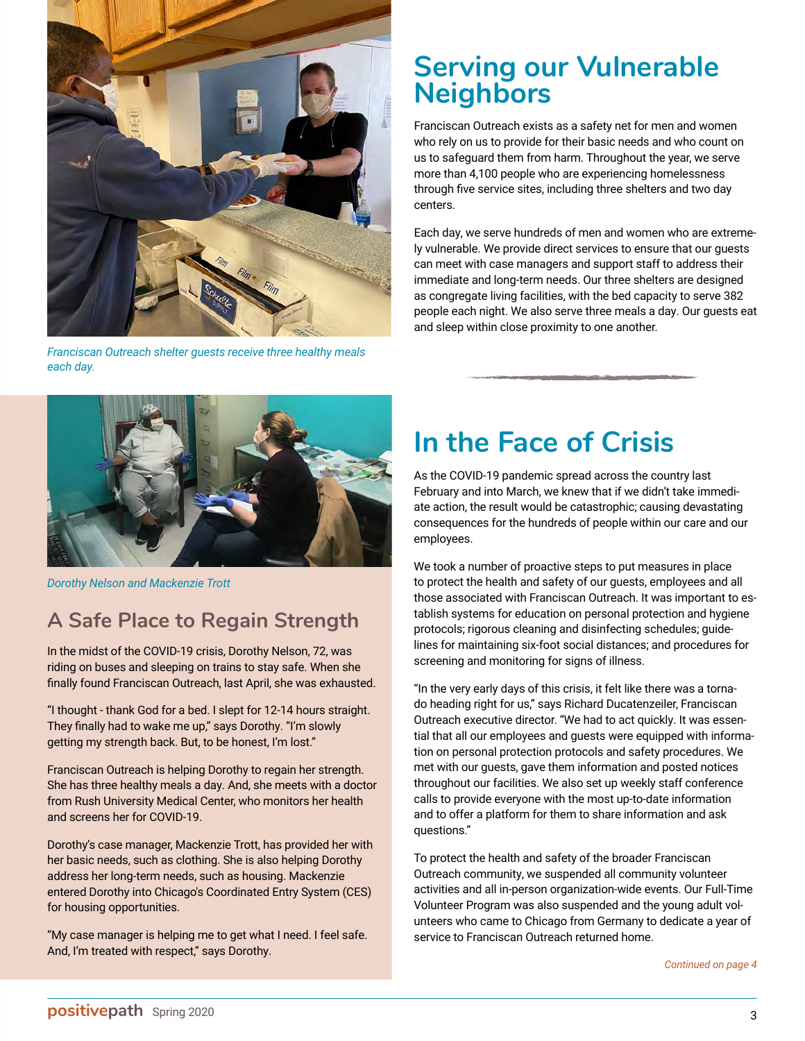Franciscan Outreach shelter guests receive three healthy meals each day.

## Serving our Vulnerable Neighbors

Franciscan Outreach exists as a safety net for men and women who rely on us to provide for their basic needs and who count on us to safeguard them from harm. Throughout the year, we serve more than 4,100 people who are experiencing homelessness through five service sites, including three shelters and two day centers.

Each day, we serve hundreds of men and women who are extremely vulnerable. We provide direct services to ensure that our guests can meet with case managers and support staff to address their immediate and long-term needs. Our three shelters are designed as congregate living facilities, with the bed capacity to serve 382 people each night. We also serve three meals a day. Our guests eat and sleep within close proximity to one another.

Dorothy Nelson and Mackenzie Trott

### A Safe Place to Regain Strength

In the midst of the COVID-19 crisis, Dorothy Nelson, 72, was riding on buses and sleeping on trains to stay safe. When she finally found Franciscan Outreach, last April, she was exhausted.

"I thought - thank God for a bed. I slept for 12-14 hours straight. They finally had to wake me up," says Dorothy. "I'm slowly getting my strength back. But, to be honest, I'm lost."

Franciscan Outreach is helping Dorothy to regain her strength. She has three healthy meals a day. And, she meets with a doctor from Rush University Medical Center, who monitors her health and screens her for COVID-19.

Dorothy's case manager, Mackenzie Trott, has provided her with her basic needs, such as clothing. She is also helping Dorothy address her long-term needs, such as housing. Mackenzie entered Dorothy into Chicago's Coordinated Entry System (CES) for housing opportunities.

"My case manager is helping me to get what I need. I feel safe. And, I'm treated with respect," says Dorothy.

## In the Face of Crisis

As the COVID-19 pandemic spread across the country last February and into March, we knew that if we didn't take immediate action, the result would be catastrophic; causing devastating consequences for the hundreds of people within our care and our employees.

We took a number of proactive steps to put measures in place to protect the health and safety of our guests, employees and all those associated with Franciscan Outreach. It was important to establish systems for education on personal protection and hygiene protocols; rigorous cleaning and disinfecting schedules; guidelines for maintaining six-foot social distances; and procedures for screening and monitoring for signs of illness.

"In the very early days of this crisis, it felt like there was a tornado heading right for us," says Richard Ducatenzeiler, Franciscan Outreach executive director. "We had to act quickly. It was essential that all our employees and guests were equipped with information on personal protection protocols and safety procedures. We met with our guests, gave them information and posted notices throughout our facilities. We also set up weekly staff conference calls to provide everyone with the most up-to-date information and to offer a platform for them to share information and ask questions."

To protect the health and safety of the broader Franciscan Outreach community, we suspended all community volunteer activities and all in-person organization-wide events. Our Full-Time Volunteer Program was also suspended and the young adult volunteers who came to Chicago from Germany to dedicate a year of service to Franciscan Outreach returned home.

*Continued on page 4*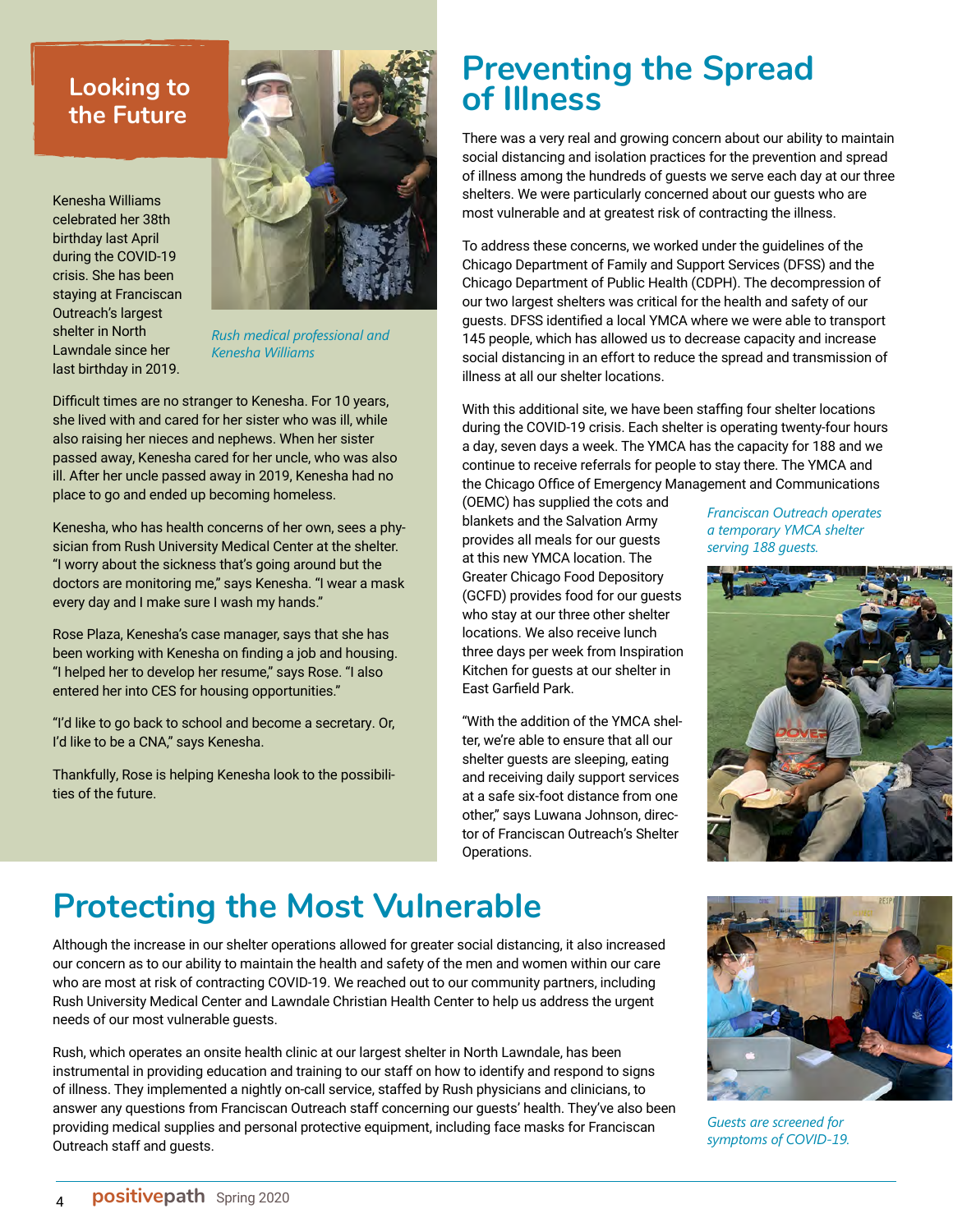## Looking to the Future

Kenesha Williams celebrated her 38th birthday last April during the COVID-19 crisis. She has been staying at Franciscan Outreach's largest shelter in North Lawndale since her last birthday in 2019.

*Rush medical professional and Kenesha Williams*

Difficult times are no stranger to Kenesha. For 10 years, she lived with and cared for her sister who was ill, while also raising her nieces and nephews. When her sister passed away, Kenesha cared for her uncle, who was also ill. After her uncle passed away in 2019, Kenesha had no place to go and ended up becoming homeless.

Kenesha, who has health concerns of her own, sees a physician from Rush University Medical Center at the shelter. "I worry about the sickness that's going around but the doctors are monitoring me," says Kenesha. "I wear a mask every day and I make sure I wash my hands."

Rose Plaza, Kenesha's case manager, says that she has been working with Kenesha on finding a job and housing. "I helped her to develop her resume," says Rose. "I also entered her into CES for housing opportunities."

"I'd like to go back to school and become a secretary. Or, I'd like to be a CNA," says Kenesha.

Thankfully, Rose is helping Kenesha look to the possibilities of the future.

# Preventing the Spread of Illness

There was a very real and growing concern about our ability to maintain social distancing and isolation practices for the prevention and spread of illness among the hundreds of guests we serve each day at our three shelters. We were particularly concerned about our guests who are most vulnerable and at greatest risk of contracting the illness.

To address these concerns, we worked under the guidelines of the Chicago Department of Family and Support Services (DFSS) and the Chicago Department of Public Health (CDPH). The decompression of our two largest shelters was critical for the health and safety of our guests. DFSS identified a local YMCA where we were able to transport 145 people, which has allowed us to decrease capacity and increase social distancing in an effort to reduce the spread and transmission of illness at all our shelter locations.

With this additional site, we have been staffing four shelter locations during the COVID-19 crisis. Each shelter is operating twenty-four hours a day, seven days a week. The YMCA has the capacity for 188 and we continue to receive referrals for people to stay there. The YMCA and the Chicago Office of Emergency Management and Communications (OEMC) has supplied the cots and blankets and the Salvation Army provides all meals for our guests at this new YMCA location. The Greater Chicago Food Depository (GCFD) provides food for our guests who stay at our three other shelter locations. We also receive lunch three days per week from Inspiration Kitchen for guests at our shelter in East Garfield Park.

"With the addition of the YMCA shelter, we're able to ensure that all our shelter guests are sleeping, eating and receiving daily support services at a safe six-foot distance from one other," says Luwana Johnson, director of Franciscan Outreach's Shelter Operations.

*Franciscan Outreach operates a temporary YMCA shelter serving 188 guests.*

# Protecting the Most Vulnerable

Although the increase in our shelter operations allowed for greater social distancing, it also increased our concern as to our ability to maintain the health and safety of the men and women within our care who are most at risk of contracting COVID-19. We reached out to our community partners, including Rush University Medical Center and Lawndale Christian Health Center to help us address the urgent needs of our most vulnerable guests.

Rush, which operates an onsite health clinic at our largest shelter in North Lawndale, has been instrumental in providing education and training to our staff on how to identify and respond to signs of illness. They implemented a nightly on-call service, staffed by Rush physicians and clinicians, to answer any questions from Franciscan Outreach staff concerning our guests' health. They've also been providing medical supplies and personal protective equipment, including face masks for Franciscan Outreach staff and guests.

*Guests are screened for symptoms of COVID-19.*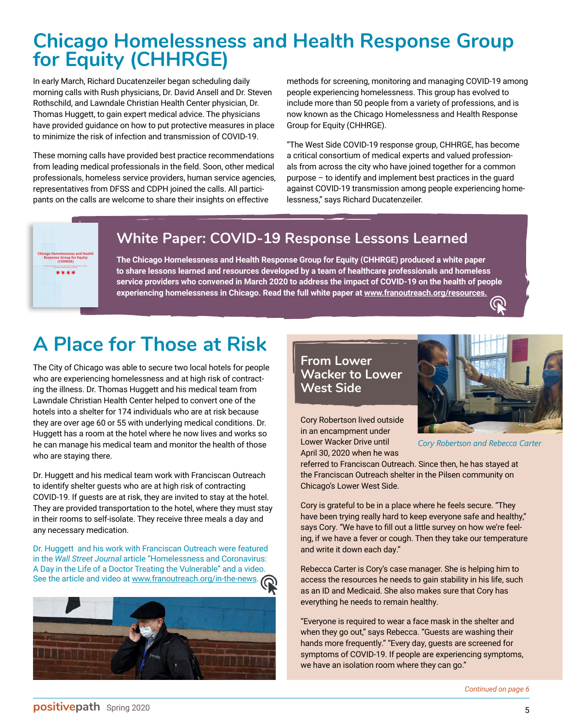# Chicago Homelessness and Health Response Group for Equity (CHHRGE)

In early March, Richard Ducatenzeiler began scheduling daily morning calls with Rush physicians, Dr. David Ansell and Dr. Steven Rothschild, and Lawndale Christian Health Center physician, Dr. Thomas Huggett, to gain expert medical advice. The physicians have provided guidance on how to put protective measures in place to minimize the risk of infection and transmission of COVID-19.

These morning calls have provided best practice recommendations from leading medical professionals in the field. Soon, other medical professionals, homeless service providers, human service agencies, representatives from DFSS and CDPH joined the calls. All participants on the calls are welcome to share their insights on effective methods for screening, monitoring and managing COVID-19 among people experiencing homelessness. This group has evolved to include more than 50 people from a variety of professions, and is now known as the Chicago Homelessness and Health Response Group for Equity (CHHRGE).

"The West Side COVID-19 response group, CHHRGE, has become a critical consortium of medical experts and valued professionals from across the city who have joined together for a common purpose – to identify and implement best practices in the guard against COVID-19 transmission among people experiencing homelessness," says Richard Ducatenzeiler.

## White Paper: COVID-19 Response Lessons Learned

**The Chicago Homelessness and Health Response Group for Equity (CHHRGE) produced a white paper to share lessons learned and resources developed by a team of healthcare professionals and homeless service providers who convened in March 2020 to address the impact of COVID-19 on the health of people experiencing homelessness in Chicago. Read the full white paper at www.franoutreach.org/resources.**

# A Place for Those at Risk

The City of Chicago was able to secure two local hotels for people who are experiencing homelessness and at high risk of contracting the illness. Dr. Thomas Huggett and his medical team from Lawndale Christian Health Center helped to convert one of the hotels into a shelter for 174 individuals who are at risk because they are over age 60 or 55 with underlying medical conditions. Dr. Huggett has a room at the hotel where he now lives and works so he can manage his medical team and monitor the health of those who are staying there.

Dr. Huggett and his medical team work with Franciscan Outreach to identify shelter guests who are at high risk of contracting COVID-19. If guests are at risk, they are invited to stay at the hotel. They are provided transportation to the hotel, where they must stay in their rooms to self-isolate. They receive three meals a day and any necessary medication.

Dr. Huggett and his work with Franciscan Outreach were featured in the *Wall Street Journal* article "Homelessness and Coronavirus: A Day in the Life of a Doctor Treating the Vulnerable" and a video. See the article and video at www.franoutreach.org/in-the-news.

## From Lower Wacker to Lower West Side

Cory Robertson lived outside in an encampment under Lower Wacker Drive until April 30, 2020 when he was referred to Franciscan Outreach. Since then, he has stayed at the Franciscan Outreach shelter in the Pilsen community on Chicago's Lower West Side.

*Cory Robertson and Rebecca Carter*

Cory is grateful to be in a place where he feels secure. "They have been trying really hard to keep everyone safe and healthy," says Cory. "We have to fill out a little survey on how we're feeling, if we have a fever or cough. Then they take our temperature and write it down each day."

Rebecca Carter is Cory's case manager. She is helping him to access the resources he needs to gain stability in his life, such as an ID and Medicaid. She also makes sure that Cory has everything he needs to remain healthy.

"Everyone is required to wear a face mask in the shelter and when they go out," says Rebecca. "Guests are washing their hands more frequently." "Every day, guests are screened for symptoms of COVID-19. If people are experiencing symptoms, we have an isolation room where they can go."

*Continued on page 6*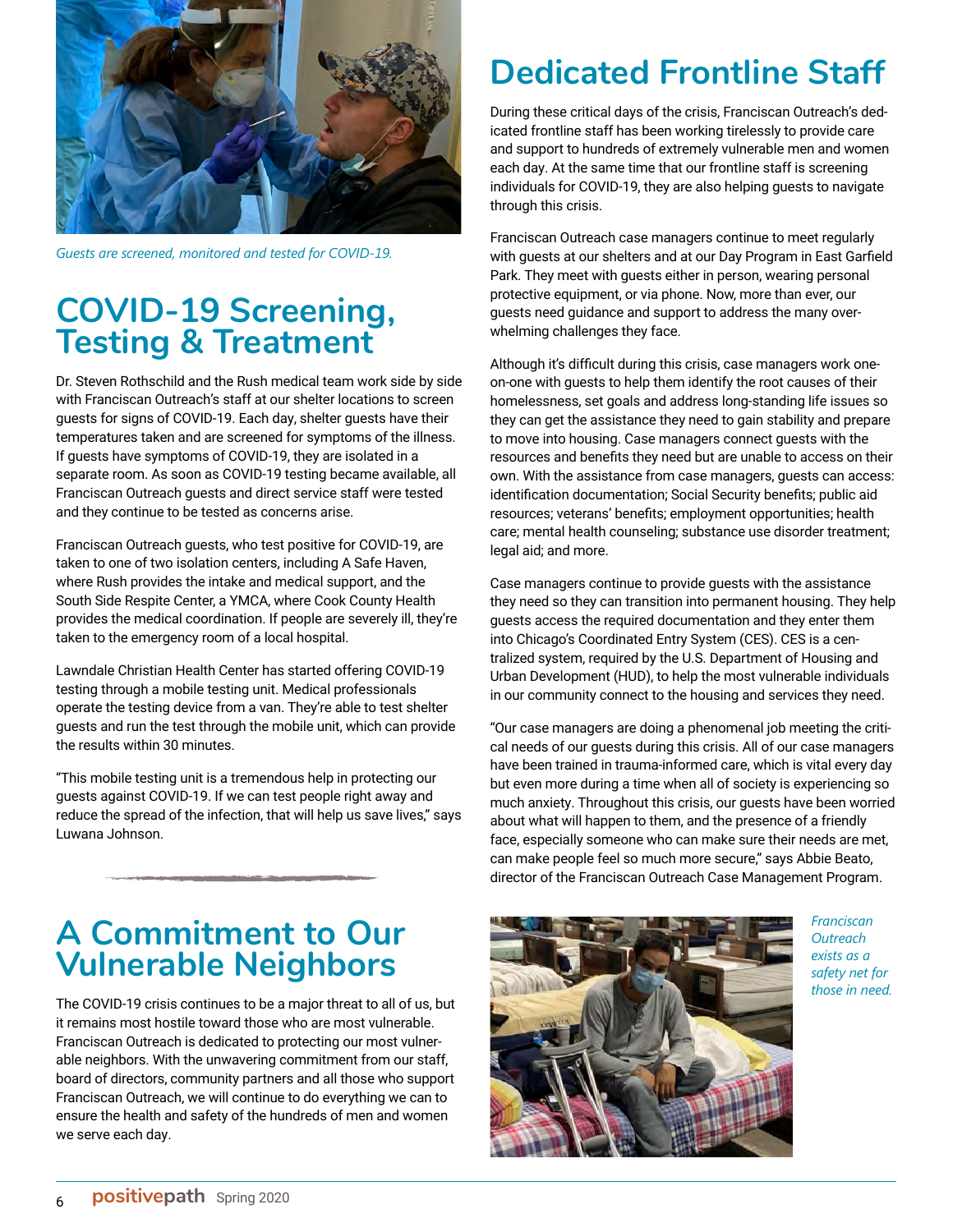*Guests are screened, monitored and tested for COVID-19.*

# COVID-19 Screening, Testing & Treatment

Dr. Steven Rothschild and the Rush medical team work side by side with Franciscan Outreach's staff at our shelter locations to screen guests for signs of COVID-19. Each day, shelter guests have their temperatures taken and are screened for symptoms of the illness. If guests have symptoms of COVID-19, they are isolated in a separate room. As soon as COVID-19 testing became available, all Franciscan Outreach guests and direct service staff were tested and they continue to be tested as concerns arise.

Franciscan Outreach guests, who test positive for COVID-19, are taken to one of two isolation centers, including A Safe Haven, where Rush provides the intake and medical support, and the South Side Respite Center, a YMCA, where Cook County Health provides the medical coordination. If people are severely ill, they're taken to the emergency room of a local hospital.

Lawndale Christian Health Center has started offering COVID-19 testing through a mobile testing unit. Medical professionals operate the testing device from a van. They're able to test shelter guests and run the test through the mobile unit, which can provide the results within 30 minutes.

"This mobile testing unit is a tremendous help in protecting our guests against COVID-19. If we can test people right away and reduce the spread of the infection, that will help us save lives," says Luwana Johnson.

# A Commitment to Our Vulnerable Neighbors

The COVID-19 crisis continues to be a major threat to all of us, but it remains most hostile toward those who are most vulnerable. Franciscan Outreach is dedicated to protecting our most vulnerable neighbors. With the unwavering commitment from our staff, board of directors, community partners and all those who support Franciscan Outreach, we will continue to do everything we can to ensure the health and safety of the hundreds of men and women we serve each day.

# Dedicated Frontline Staff

During these critical days of the crisis, Franciscan Outreach's dedicated frontline staff has been working tirelessly to provide care and support to hundreds of extremely vulnerable men and women each day. At the same time that our frontline staff is screening individuals for COVID-19, they are also helping guests to navigate through this crisis.

Franciscan Outreach case managers continue to meet regularly with guests at our shelters and at our Day Program in East Garfield Park. They meet with guests either in person, wearing personal protective equipment, or via phone. Now, more than ever, our guests need guidance and support to address the many overwhelming challenges they face.

Although it's difficult during this crisis, case managers work one-on-one with guests to help them identify the root causes of their homelessness, set goals and address long-standing life issues so they can get the assistance they need to gain stability and prepare to move into housing. Case managers connect guests with the resources and benefits they need but are unable to access on their own. With the assistance from case managers, guests can access: identification documentation; Social Security benefits; public aid resources; veterans' benefits; employment opportunities; health care; mental health counseling; substance use disorder treatment; legal aid; and more.

Case managers continue to provide guests with the assistance they need so they can transition into permanent housing. They help guests access the required documentation and they enter them into Chicago's Coordinated Entry System (CES). CES is a centralized system, required by the U.S. Department of Housing and Urban Development (HUD), to help the most vulnerable individuals in our community connect to the housing and services they need.

"Our case managers are doing a phenomenal job meeting the critical needs of our guests during this crisis. All of our case managers have been trained in trauma-informed care, which is vital every day but even more during a time when all of society is experiencing so much anxiety. Throughout this crisis, our guests have been worried about what will happen to them, and the presence of a friendly face, especially someone who can make sure their needs are met, can make people feel so much more secure," says Abbie Beato, director of the Franciscan Outreach Case Management Program.

*Franciscan Outreach exists as a safety net for those in need.*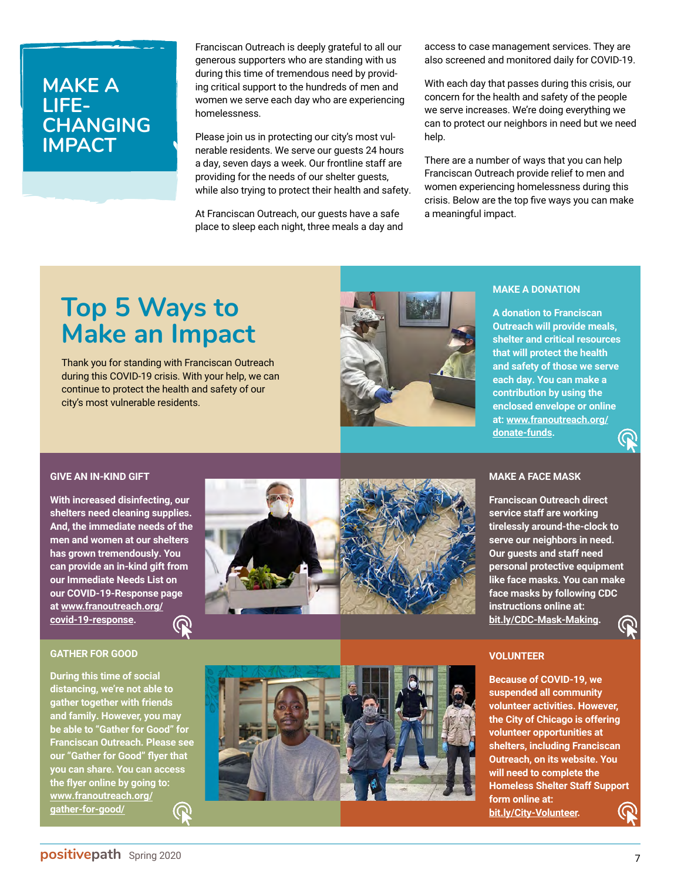# MAKE A LIFE-CHANGING IMPACT

Franciscan Outreach is deeply grateful to all our generous supporters who are standing with us during this time of tremendous need by providing critical support to the hundreds of men and women we serve each day who are experiencing homelessness.

Please join us in protecting our city's most vulnerable residents. We serve our guests 24 hours a day, seven days a week. Our frontline staff are providing for the needs of our shelter guests, while also trying to protect their health and safety.

At Franciscan Outreach, our guests have a safe place to sleep each night, three meals a day and access to case management services. They are also screened and monitored daily for COVID-19.

With each day that passes during this crisis, our concern for the health and safety of the people we serve increases. We're doing everything we can to protect our neighbors in need but we need help.

There are a number of ways that you can help Franciscan Outreach provide relief to men and women experiencing homelessness during this crisis. Below are the top five ways you can make a meaningful impact.

## Top 5 Ways to Make an Impact

Thank you for standing with Franciscan Outreach during this COVID-19 crisis. With your help, we can continue to protect the health and safety of our city's most vulnerable residents.

### MAKE A DONATION

**A donation to Franciscan Outreach will provide meals, shelter and critical resources that will protect the health and safety of those we serve each day. You can make a contribution by using the enclosed envelope or online at: www.franoutreach.org/donate-funds.**

### GIVE AN IN-KIND GIFT

**With increased disinfecting, our shelters need cleaning supplies. And, the immediate needs of the men and women at our shelters has grown tremendously. You can provide an in-kind gift from our Immediate Needs List on our COVID-19-Response page at www.franoutreach.org/covid-19-response.**

### MAKE A FACE MASK

**Franciscan Outreach direct service staff are working tirelessly around-the-clock to serve our neighbors in need. Our guests and staff need personal protective equipment like face masks. You can make face masks by following CDC instructions online at: bit.ly/CDC-Mask-Making.**

### GATHER FOR GOOD

**During this time of social distancing, we're not able to gather together with friends and family. However, you may be able to "Gather for Good" for Franciscan Outreach. Please see our "Gather for Good" flyer that you can share. You can access the flyer online by going to: www.franoutreach.org/gather-for-good/**

### VOLUNTEER

**Because of COVID-19, we suspended all community volunteer activities. However, the City of Chicago is offering volunteer opportunities at shelters, including Franciscan Outreach, on its website. You will need to complete the Homeless Shelter Staff Support form online at: bit.ly/City-Volunteer.**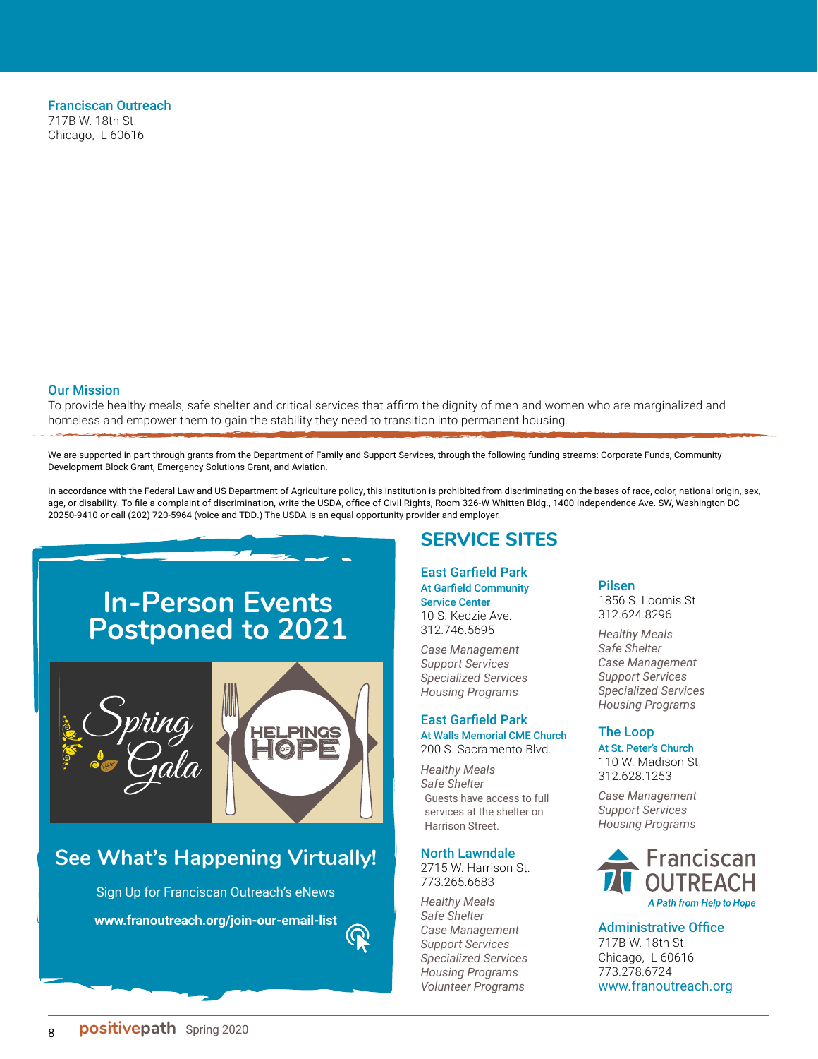**Franciscan Outreach**
717B W. 18th St.
Chicago, IL 60616

**Our Mission**

To provide healthy meals, safe shelter and critical services that affirm the dignity of men and women who are marginalized and homeless and empower them to gain the stability they need to transition into permanent housing.

We are supported in part through grants from the Department of Family and Support Services, through the following funding streams: Corporate Funds, Community Development Block Grant, Emergency Solutions Grant, and Aviation.

In accordance with the Federal Law and US Department of Agriculture policy, this institution is prohibited from discriminating on the bases of race, color, national origin, sex, age, or disability. To file a complaint of discrimination, write the USDA, office of Civil Rights, Room 326-W Whitten Bldg., 1400 Independence Ave. SW, Washington DC 20250-9410 or call (202) 720-5964 (voice and TDD.) The USDA is an equal opportunity provider and employer.

## In-Person Events Postponed to 2021

Spring Gala

Helpings of Hope

### See What's Happening Virtually!

Sign Up for Franciscan Outreach's eNews

www.franoutreach.org/join-our-email-list

## SERVICE SITES

### East Garfield Park
**At Garfield Community Service Center**
10 S. Kedzie Ave.
312.746.5695

*Case Management*
*Support Services*
*Specialized Services*
*Housing Programs*

### East Garfield Park
**At Walls Memorial CME Church**
200 S. Sacramento Blvd.

*Healthy Meals*
*Safe Shelter*
Guests have access to full services at the shelter on Harrison Street.

### North Lawndale
2715 W. Harrison St.
773.265.6683

*Healthy Meals*
*Safe Shelter*
*Case Management*
*Support Services*
*Specialized Services*
*Housing Programs*
*Volunteer Programs*

### Pilsen
1856 S. Loomis St.
312.624.8296

*Healthy Meals*
*Safe Shelter*
*Case Management*
*Support Services*
*Specialized Services*
*Housing Programs*

### The Loop
**At St. Peter's Church**
110 W. Madison St.
312.628.1253

*Case Management*
*Support Services*
*Housing Programs*

Franciscan OUTREACH
*A Path from Help to Hope*

### Administrative Office
717B W. 18th St.
Chicago, IL 60616
773.278.6724
www.franoutreach.org